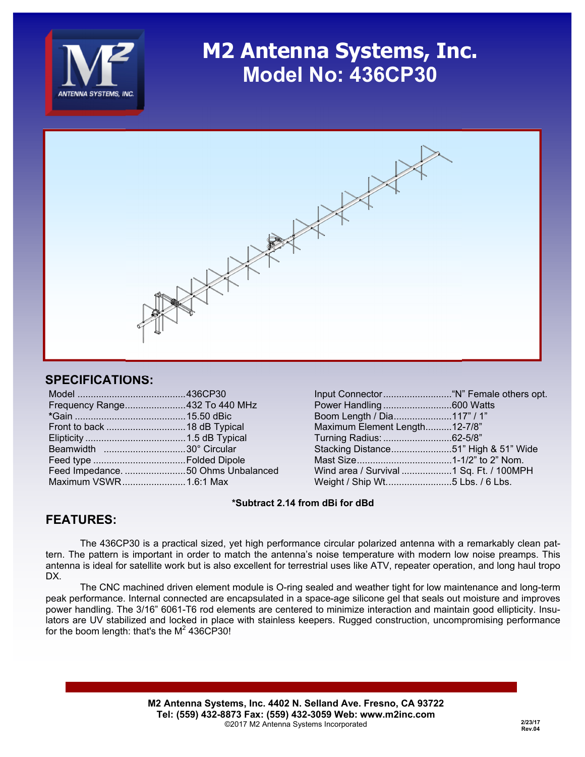# M2 Antenna Systems, Inc.
# Model No: 436CP30

## SPECIFICATIONS:

| | |
|---|---|
| Model | 436CP30 |
| Frequency Range | 432 To 440 MHz |
| *Gain | 15.50 dBic |
| Front to back | 18 dB Typical |
| Elipticity | 1.5 dB Typical |
| Beamwidth | 30° Circular |
| Feed type | Folded Dipole |
| Feed Impedance. | 50 Ohms Unbalanced |
| Maximum VSWR | 1.6:1 Max |
| Input Connector | "N" Female others opt. |
| Power Handling | 600 Watts |
| Boom Length / Dia | 117" / 1" |
| Maximum Element Length | 12-7/8" |
| Turning Radius: | 62-5/8" |
| Stacking Distance | 51" High & 51" Wide |
| Mast Size | 1-1/2" to 2" Nom. |
| Wind area / Survival | 1 Sq. Ft. / 100MPH |
| Weight / Ship Wt. | 5 Lbs. / 6 Lbs. |

**\*Subtract 2.14 from dBi for dBd**

## FEATURES:

The 436CP30 is a practical sized, yet high performance circular polarized antenna with a remarkably clean pattern. The pattern is important in order to match the antenna's noise temperature with modern low noise preamps. This antenna is ideal for satellite work but is also excellent for terrestrial uses like ATV, repeater operation, and long haul tropo DX.

The CNC machined driven element module is O-ring sealed and weather tight for low maintenance and long-term peak performance. Internal connected are encapsulated in a space-age silicone gel that seals out moisture and improves power handling. The 3/16" 6061-T6 rod elements are centered to minimize interaction and maintain good ellipticity. Insulators are UV stabilized and locked in place with stainless keepers. Rugged construction, uncompromising performance for the boom length: that's the M$^2$ 436CP30!

**M2 Antenna Systems, Inc. 4402 N. Selland Ave. Fresno, CA 93722**
**Tel: (559) 432-8873 Fax: (559) 432-3059 Web: www.m2inc.com**
©2017 M2 Antenna Systems Incorporated

2/23/17
Rev.04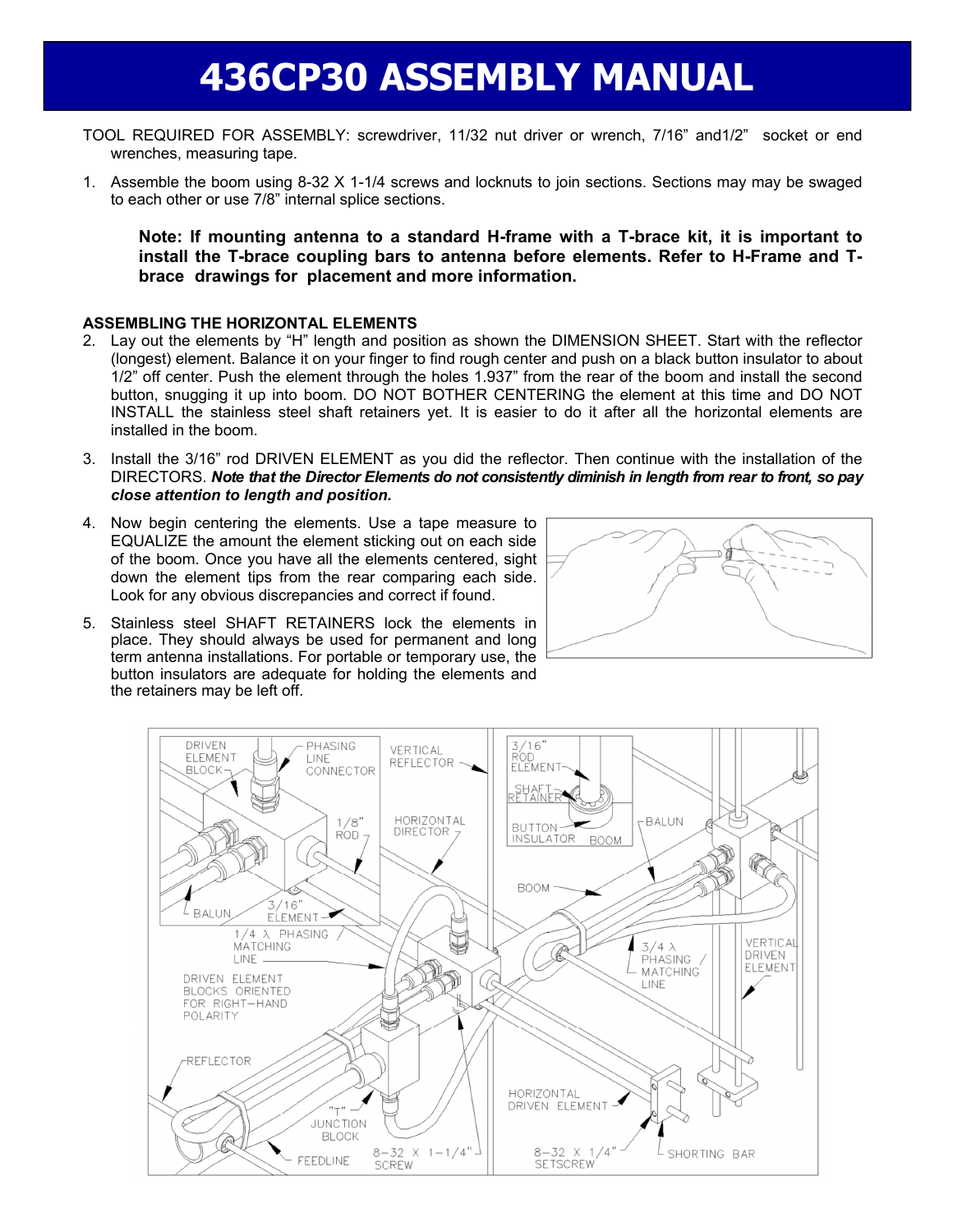# 436CP30 ASSEMBLY MANUAL

TOOL REQUIRED FOR ASSEMBLY: screwdriver, 11/32 nut driver or wrench, 7/16" and1/2" socket or end wrenches, measuring tape.

1. Assemble the boom using 8-32 X 1-1/4 screws and locknuts to join sections. Sections may may be swaged to each other or use 7/8" internal splice sections.

   **Note: If mounting antenna to a standard H-frame with a T-brace kit, it is important to install the T-brace coupling bars to antenna before elements. Refer to H-Frame and T-brace drawings for placement and more information.**

### ASSEMBLING THE HORIZONTAL ELEMENTS

2. Lay out the elements by "H" length and position as shown the DIMENSION SHEET. Start with the reflector (longest) element. Balance it on your finger to find rough center and push on a black button insulator to about 1/2" off center. Push the element through the holes 1.937" from the rear of the boom and install the second button, snugging it up into boom. DO NOT BOTHER CENTERING the element at this time and DO NOT INSTALL the stainless steel shaft retainers yet. It is easier to do it after all the horizontal elements are installed in the boom.

3. Install the 3/16" rod DRIVEN ELEMENT as you did the reflector. Then continue with the installation of the DIRECTORS. ***Note that the Director Elements do not consistently diminish in length from rear to front, so pay close attention to length and position.***

4. Now begin centering the elements. Use a tape measure to EQUALIZE the amount the element sticking out on each side of the boom. Once you have all the elements centered, sight down the element tips from the rear comparing each side. Look for any obvious discrepancies and correct if found.

5. Stainless steel SHAFT RETAINERS lock the elements in place. They should always be used for permanent and long term antenna installations. For portable or temporary use, the button insulators are adequate for holding the elements and the retainers may be left off.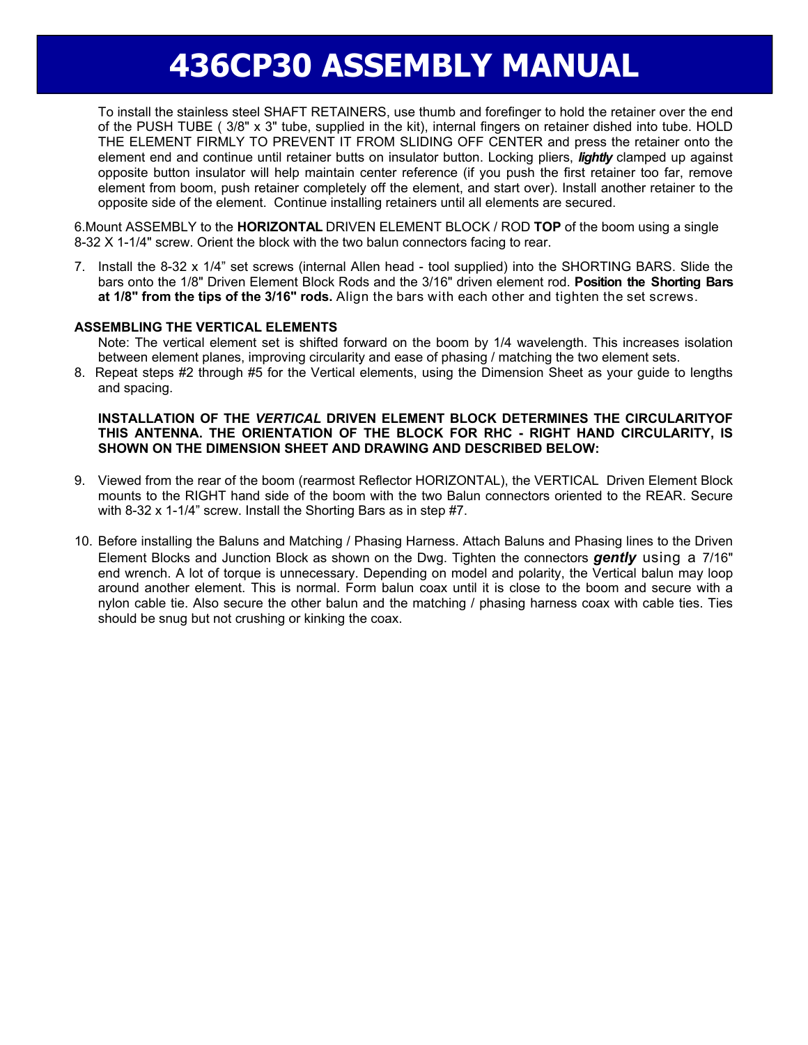# 436CP30 ASSEMBLY MANUAL

To install the stainless steel SHAFT RETAINERS, use thumb and forefinger to hold the retainer over the end of the PUSH TUBE ( 3/8" x 3" tube, supplied in the kit), internal fingers on retainer dished into tube. HOLD THE ELEMENT FIRMLY TO PREVENT IT FROM SLIDING OFF CENTER and press the retainer onto the element end and continue until retainer butts on insulator button. Locking pliers, ***lightly*** clamped up against opposite button insulator will help maintain center reference (if you push the first retainer too far, remove element from boom, push retainer completely off the element, and start over). Install another retainer to the opposite side of the element. Continue installing retainers until all elements are secured.

6.Mount ASSEMBLY to the **HORIZONTAL** DRIVEN ELEMENT BLOCK / ROD **TOP** of the boom using a single 8-32 X 1-1/4" screw. Orient the block with the two balun connectors facing to rear.

7. Install the 8-32 x 1/4" set screws (internal Allen head - tool supplied) into the SHORTING BARS. Slide the bars onto the 1/8" Driven Element Block Rods and the 3/16" driven element rod. **Position the Shorting Bars at 1/8" from the tips of the 3/16" rods.** Align the bars with each other and tighten the set screws.

**ASSEMBLING THE VERTICAL ELEMENTS**

Note: The vertical element set is shifted forward on the boom by 1/4 wavelength. This increases isolation between element planes, improving circularity and ease of phasing / matching the two element sets.

8. Repeat steps #2 through #5 for the Vertical elements, using the Dimension Sheet as your guide to lengths and spacing.

**INSTALLATION OF THE *VERTICAL* DRIVEN ELEMENT BLOCK DETERMINES THE CIRCULARITYOF THIS ANTENNA. THE ORIENTATION OF THE BLOCK FOR RHC - RIGHT HAND CIRCULARITY, IS SHOWN ON THE DIMENSION SHEET AND DRAWING AND DESCRIBED BELOW:**

9. Viewed from the rear of the boom (rearmost Reflector HORIZONTAL), the VERTICAL Driven Element Block mounts to the RIGHT hand side of the boom with the two Balun connectors oriented to the REAR. Secure with 8-32 x 1-1/4" screw. Install the Shorting Bars as in step #7.

10. Before installing the Baluns and Matching / Phasing Harness. Attach Baluns and Phasing lines to the Driven Element Blocks and Junction Block as shown on the Dwg. Tighten the connectors ***gently*** using a 7/16" end wrench. A lot of torque is unnecessary. Depending on model and polarity, the Vertical balun may loop around another element. This is normal. Form balun coax until it is close to the boom and secure with a nylon cable tie. Also secure the other balun and the matching / phasing harness coax with cable ties. Ties should be snug but not crushing or kinking the coax.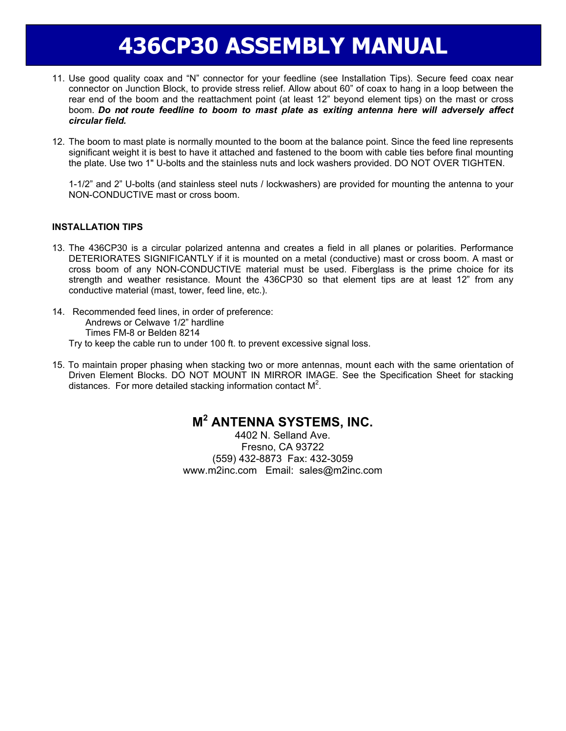# 436CP30 ASSEMBLY MANUAL

11. Use good quality coax and "N" connector for your feedline (see Installation Tips). Secure feed coax near connector on Junction Block, to provide stress relief. Allow about 60" of coax to hang in a loop between the rear end of the boom and the reattachment point (at least 12" beyond element tips) on the mast or cross boom. ***Do not route feedline to boom to mast plate as exiting antenna here will adversely affect circular field.***

12. The boom to mast plate is normally mounted to the boom at the balance point. Since the feed line represents significant weight it is best to have it attached and fastened to the boom with cable ties before final mounting the plate. Use two 1" U-bolts and the stainless nuts and lock washers provided. DO NOT OVER TIGHTEN.

    1-1/2" and 2" U-bolts (and stainless steel nuts / lockwashers) are provided for mounting the antenna to your NON-CONDUCTIVE mast or cross boom.

**INSTALLATION TIPS**

13. The 436CP30 is a circular polarized antenna and creates a field in all planes or polarities. Performance DETERIORATES SIGNIFICANTLY if it is mounted on a metal (conductive) mast or cross boom. A mast or cross boom of any NON-CONDUCTIVE material must be used. Fiberglass is the prime choice for its strength and weather resistance. Mount the 436CP30 so that element tips are at least 12" from any conductive material (mast, tower, feed line, etc.).

14. Recommended feed lines, in order of preference:
    - Andrews or Celwave 1/2" hardline
    - Times FM-8 or Belden 8214

    Try to keep the cable run to under 100 ft. to prevent excessive signal loss.

15. To maintain proper phasing when stacking two or more antennas, mount each with the same orientation of Driven Element Blocks. DO NOT MOUNT IN MIRROR IMAGE. See the Specification Sheet for stacking distances. For more detailed stacking information contact $M^2$.

## $M^2$ ANTENNA SYSTEMS, INC.

4402 N. Selland Ave.
Fresno, CA 93722
(559) 432-8873 Fax: 432-3059
www.m2inc.com Email: sales@m2inc.com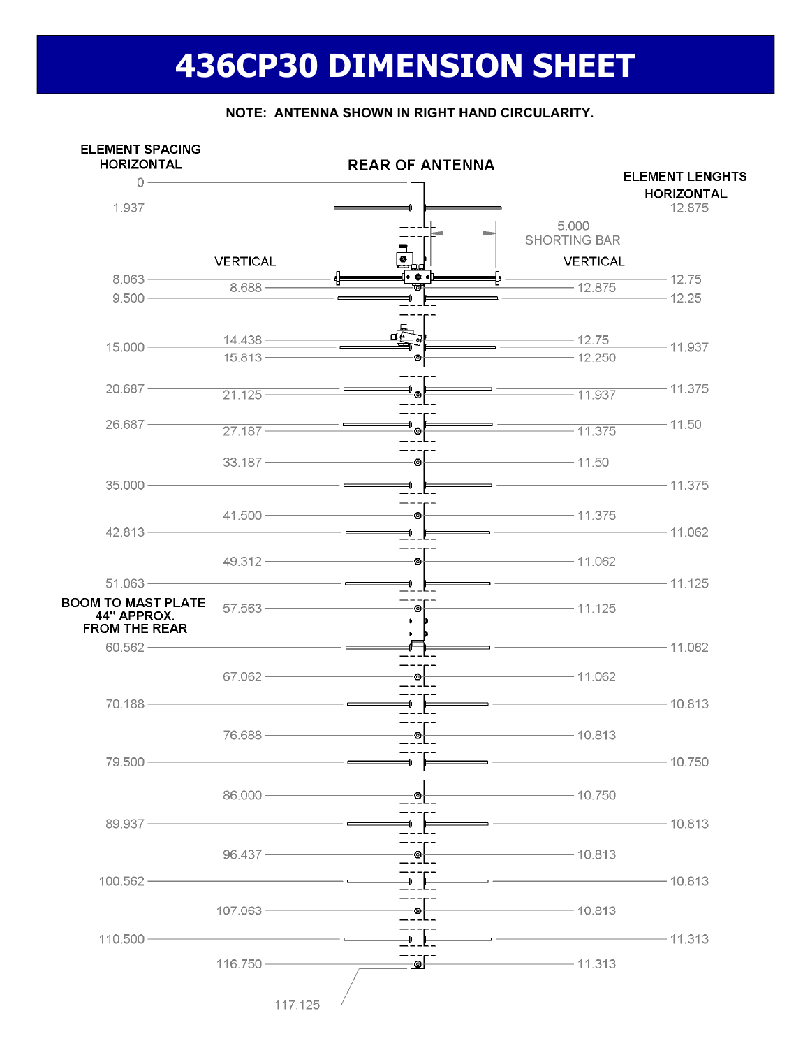# 436CP30 DIMENSION SHEET

**NOTE: ANTENNA SHOWN IN RIGHT HAND CIRCULARITY.**

REAR OF ANTENNA

5.000 SHORTING BAR

BOOM TO MAST PLATE 44" APPROX. FROM THE REAR

| ELEMENT SPACING HORIZONTAL | ELEMENT SPACING VERTICAL | ELEMENT LENGHTS VERTICAL | ELEMENT LENGHTS HORIZONTAL |
|---|---|---|---|
| 0 | | | |
| 1.937 | | | 12.875 |
| 8.063 | | | 12.75 |
| | 8.688 | 12.875 | |
| 9.500 | | | 12.25 |
| | 14.438 | 12.75 | |
| 15.000 | | | 11.937 |
| | 15.813 | 12.250 | |
| 20.687 | | | 11.375 |
| | 21.125 | 11.937 | |
| 26.687 | | | 11.50 |
| | 27.187 | 11.375 | |
| | 33.187 | 11.50 | |
| 35.000 | | | 11.375 |
| | 41.500 | 11.375 | |
| 42.813 | | | 11.062 |
| | 49.312 | 11.062 | |
| 51.063 | | | 11.125 |
| | 57.563 | 11.125 | |
| 60.562 | | | 11.062 |
| | 67.062 | 11.062 | |
| 70.188 | | | 10.813 |
| | 76.688 | 10.813 | |
| 79.500 | | | 10.750 |
| | 86.000 | 10.750 | |
| 89.937 | | | 10.813 |
| | 96.437 | 10.813 | |
| 100.562 | | | 10.813 |
| | 107.063 | 10.813 | |
| 110.500 | | | 11.313 |
| | 116.750 | 11.313 | |
| 117.125 | | | |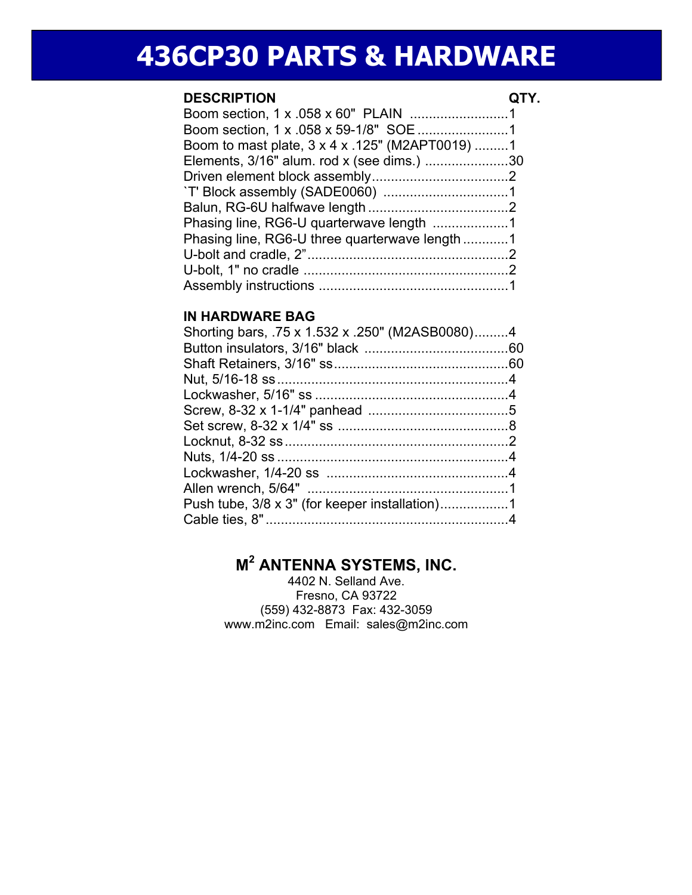# 436CP30 PARTS & HARDWARE

| DESCRIPTION | QTY. |
|---|---|
| Boom section, 1 x .058 x 60" PLAIN | 1 |
| Boom section, 1 x .058 x 59-1/8" SOE | 1 |
| Boom to mast plate, 3 x 4 x .125" (M2APT0019) | 1 |
| Elements, 3/16" alum. rod x (see dims.) | 30 |
| Driven element block assembly | 2 |
| `T' Block assembly (SADE0060) | 1 |
| Balun, RG-6U halfwave length | 2 |
| Phasing line, RG6-U quarterwave length | 1 |
| Phasing line, RG6-U three quarterwave length | 1 |
| U-bolt and cradle, 2" | 2 |
| U-bolt, 1" no cradle | 2 |
| Assembly instructions | 1 |

**IN HARDWARE BAG**

| | |
|---|---|
| Shorting bars, .75 x 1.532 x .250" (M2ASB0080) | 4 |
| Button insulators, 3/16" black | 60 |
| Shaft Retainers, 3/16" ss | 60 |
| Nut, 5/16-18 ss | 4 |
| Lockwasher, 5/16" ss | 4 |
| Screw, 8-32 x 1-1/4" panhead | 5 |
| Set screw, 8-32 x 1/4" ss | 8 |
| Locknut, 8-32 ss | 2 |
| Nuts, 1/4-20 ss | 4 |
| Lockwasher, 1/4-20 ss | 4 |
| Allen wrench, 5/64" | 1 |
| Push tube, 3/8 x 3" (for keeper installation) | 1 |
| Cable ties, 8" | 4 |

**M$^2$ ANTENNA SYSTEMS, INC.**

4402 N. Selland Ave.
Fresno, CA 93722
(559) 432-8873 Fax: 432-3059
www.m2inc.com Email: sales@m2inc.com